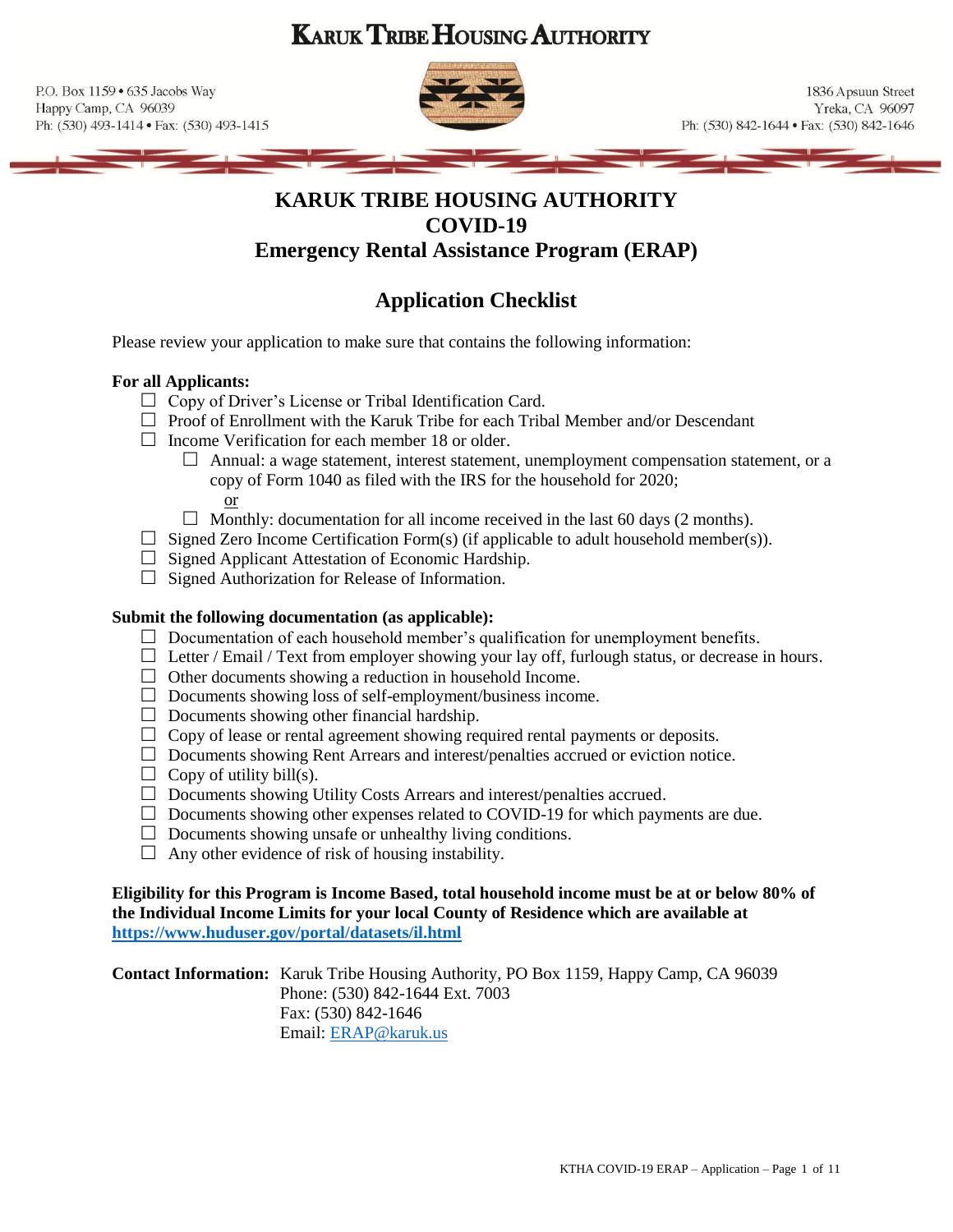# KARUK TRIBE HOUSING AUTHORITY

P.O. Box 1159 • 635 Jacobs Way
Happy Camp, CA 96039
Ph: (530) 493-1414 • Fax: (530) 493-1415

1836 Apsuun Street
Yreka, CA 96097
Ph: (530) 842-1644 • Fax: (530) 842-1646

## KARUK TRIBE HOUSING AUTHORITY
## COVID-19
## Emergency Rental Assistance Program (ERAP)

### Application Checklist

Please review your application to make sure that contains the following information:

**For all Applicants:**

- ☐ Copy of Driver's License or Tribal Identification Card.
- ☐ Proof of Enrollment with the Karuk Tribe for each Tribal Member and/or Descendant
- ☐ Income Verification for each member 18 or older.
  - ☐ Annual: a wage statement, interest statement, unemployment compensation statement, or a copy of Form 1040 as filed with the IRS for the household for 2020;
    
    or
  - ☐ Monthly: documentation for all income received in the last 60 days (2 months).
- ☐ Signed Zero Income Certification Form(s) (if applicable to adult household member(s)).
- ☐ Signed Applicant Attestation of Economic Hardship.
- ☐ Signed Authorization for Release of Information.

**Submit the following documentation (as applicable):**

- ☐ Documentation of each household member's qualification for unemployment benefits.
- ☐ Letter / Email / Text from employer showing your lay off, furlough status, or decrease in hours.
- ☐ Other documents showing a reduction in household Income.
- ☐ Documents showing loss of self-employment/business income.
- ☐ Documents showing other financial hardship.
- ☐ Copy of lease or rental agreement showing required rental payments or deposits.
- ☐ Documents showing Rent Arrears and interest/penalties accrued or eviction notice.
- ☐ Copy of utility bill(s).
- ☐ Documents showing Utility Costs Arrears and interest/penalties accrued.
- ☐ Documents showing other expenses related to COVID-19 for which payments are due.
- ☐ Documents showing unsafe or unhealthy living conditions.
- ☐ Any other evidence of risk of housing instability.

**Eligibility for this Program is Income Based, total household income must be at or below 80% of the Individual Income Limits for your local County of Residence which are available at https://www.huduser.gov/portal/datasets/il.html**

**Contact Information:** Karuk Tribe Housing Authority, PO Box 1159, Happy Camp, CA 96039
Phone: (530) 842-1644 Ext. 7003
Fax: (530) 842-1646
Email: ERAP@karuk.us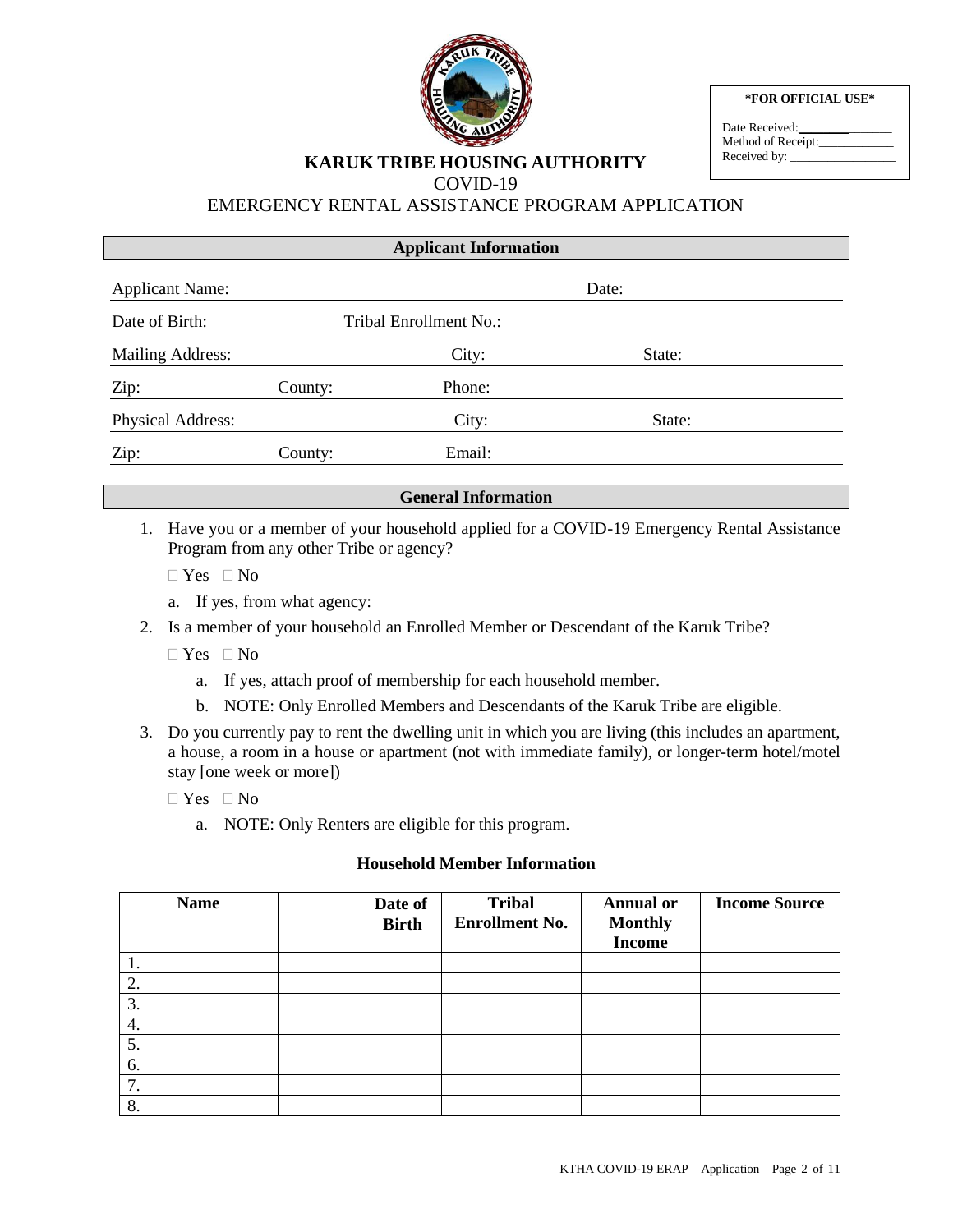**\*FOR OFFICIAL USE\***

Date Received: ______________
Method of Receipt: ______________
Received by: ______________

# KARUK TRIBE HOUSING AUTHORITY

## COVID-19

## EMERGENCY RENTAL ASSISTANCE PROGRAM APPLICATION

### Applicant Information

Applicant Name: ______________ Date: ______________

Date of Birth: ______________ Tribal Enrollment No.: ______________

Mailing Address: ______________ City: ______________ State: ______________

Zip: ______________ County: ______________ Phone: ______________

Physical Address: ______________ City: ______________ State: ______________

Zip: ______________ County: ______________ Email: ______________

### General Information

1. Have you or a member of your household applied for a COVID-19 Emergency Rental Assistance Program from any other Tribe or agency?

   ☐ Yes ☐ No

   a. If yes, from what agency: ______________

2. Is a member of your household an Enrolled Member or Descendant of the Karuk Tribe?

   ☐ Yes ☐ No

   a. If yes, attach proof of membership for each household member.
   b. NOTE: Only Enrolled Members and Descendants of the Karuk Tribe are eligible.

3. Do you currently pay to rent the dwelling unit in which you are living (this includes an apartment, a house, a room in a house or apartment (not with immediate family), or longer-term hotel/motel stay [one week or more])

   ☐ Yes ☐ No

   a. NOTE: Only Renters are eligible for this program.

### Household Member Information

| Name | | Date of Birth | Tribal Enrollment No. | Annual or Monthly Income | Income Source |
|---|---|---|---|---|---|
| 1. | | | | | |
| 2. | | | | | |
| 3. | | | | | |
| 4. | | | | | |
| 5. | | | | | |
| 6. | | | | | |
| 7. | | | | | |
| 8. | | | | | |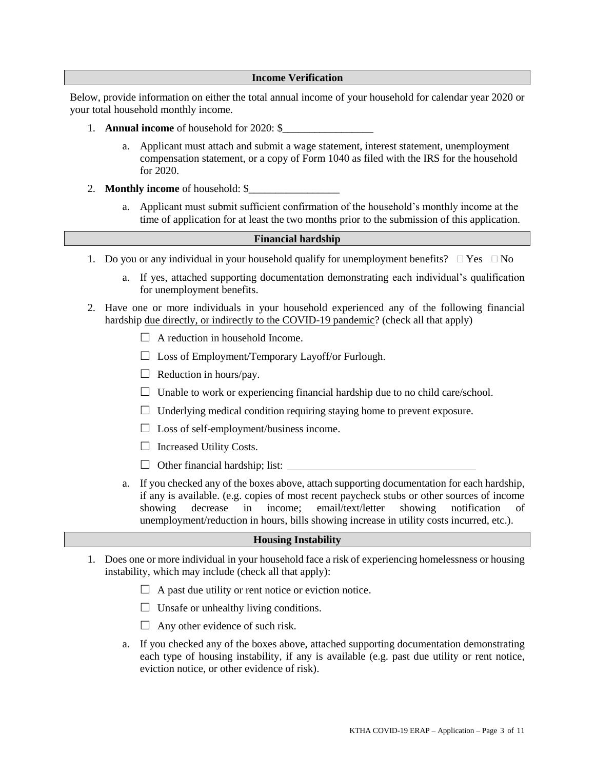## Income Verification

Below, provide information on either the total annual income of your household for calendar year 2020 or your total household monthly income.

1. **Annual income** of household for 2020: $_________________
   a. Applicant must attach and submit a wage statement, interest statement, unemployment compensation statement, or a copy of Form 1040 as filed with the IRS for the household for 2020.
2. **Monthly income** of household: $_________________
   a. Applicant must submit sufficient confirmation of the household's monthly income at the time of application for at least the two months prior to the submission of this application.

## Financial hardship

1. Do you or any individual in your household qualify for unemployment benefits? ☐ Yes ☐ No
   a. If yes, attached supporting documentation demonstrating each individual's qualification for unemployment benefits.
2. Have one or more individuals in your household experienced any of the following financial hardship <u>due directly, or indirectly to the COVID-19 pandemic</u>? (check all that apply)
   - ☐ A reduction in household Income.
   - ☐ Loss of Employment/Temporary Layoff/or Furlough.
   - ☐ Reduction in hours/pay.
   - ☐ Unable to work or experiencing financial hardship due to no child care/school.
   - ☐ Underlying medical condition requiring staying home to prevent exposure.
   - ☐ Loss of self-employment/business income.
   - ☐ Increased Utility Costs.
   - ☐ Other financial hardship; list: ___________________________________

   a. If you checked any of the boxes above, attach supporting documentation for each hardship, if any is available. (e.g. copies of most recent paycheck stubs or other sources of income showing decrease in income; email/text/letter showing notification of unemployment/reduction in hours, bills showing increase in utility costs incurred, etc.).

## Housing Instability

1. Does one or more individual in your household face a risk of experiencing homelessness or housing instability, which may include (check all that apply):
   - ☐ A past due utility or rent notice or eviction notice.
   - ☐ Unsafe or unhealthy living conditions.
   - ☐ Any other evidence of such risk.

   a. If you checked any of the boxes above, attached supporting documentation demonstrating each type of housing instability, if any is available (e.g. past due utility or rent notice, eviction notice, or other evidence of risk).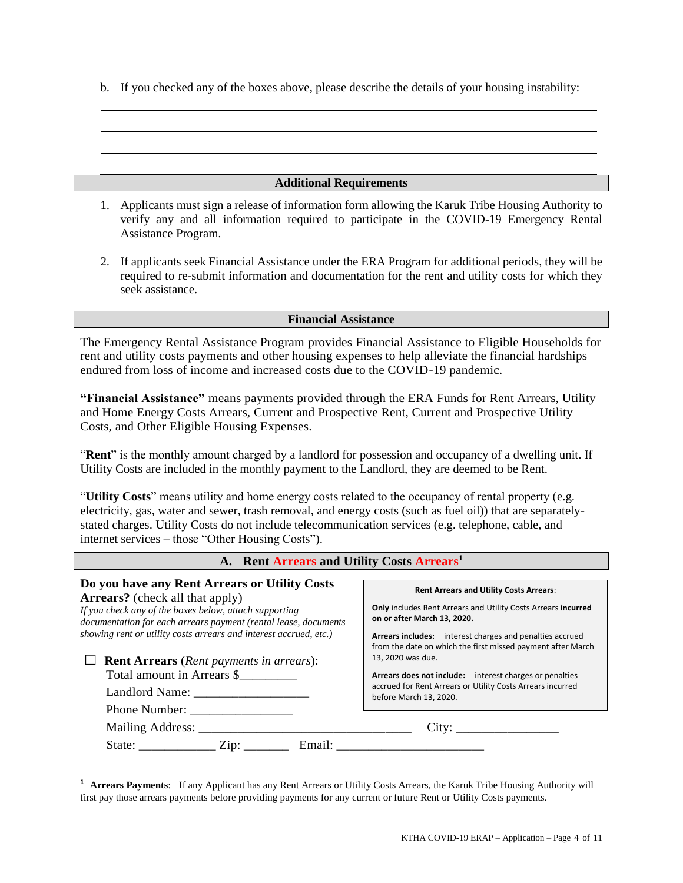b. If you checked any of the boxes above, please describe the details of your housing instability:

\_\_\_\_\_\_\_\_\_\_\_\_\_\_\_\_\_\_\_\_\_\_\_\_\_\_\_\_\_\_\_\_\_\_\_\_\_\_\_\_\_\_\_\_\_\_\_\_\_\_\_\_\_\_\_\_\_\_\_\_\_\_\_\_\_\_\_\_\_\_\_\_\_\_\_\_

\_\_\_\_\_\_\_\_\_\_\_\_\_\_\_\_\_\_\_\_\_\_\_\_\_\_\_\_\_\_\_\_\_\_\_\_\_\_\_\_\_\_\_\_\_\_\_\_\_\_\_\_\_\_\_\_\_\_\_\_\_\_\_\_\_\_\_\_\_\_\_\_\_\_\_\_

\_\_\_\_\_\_\_\_\_\_\_\_\_\_\_\_\_\_\_\_\_\_\_\_\_\_\_\_\_\_\_\_\_\_\_\_\_\_\_\_\_\_\_\_\_\_\_\_\_\_\_\_\_\_\_\_\_\_\_\_\_\_\_\_\_\_\_\_\_\_\_\_\_\_\_\_

## Additional Requirements

1. Applicants must sign a release of information form allowing the Karuk Tribe Housing Authority to verify any and all information required to participate in the COVID-19 Emergency Rental Assistance Program.

2. If applicants seek Financial Assistance under the ERA Program for additional periods, they will be required to re-submit information and documentation for the rent and utility costs for which they seek assistance.

## Financial Assistance

The Emergency Rental Assistance Program provides Financial Assistance to Eligible Households for rent and utility costs payments and other housing expenses to help alleviate the financial hardships endured from loss of income and increased costs due to the COVID-19 pandemic.

**"Financial Assistance"** means payments provided through the ERA Funds for Rent Arrears, Utility and Home Energy Costs Arrears, Current and Prospective Rent, Current and Prospective Utility Costs, and Other Eligible Housing Expenses.

"**Rent**" is the monthly amount charged by a landlord for possession and occupancy of a dwelling unit. If Utility Costs are included in the monthly payment to the Landlord, they are deemed to be Rent.

"**Utility Costs**" means utility and home energy costs related to the occupancy of rental property (e.g. electricity, gas, water and sewer, trash removal, and energy costs (such as fuel oil)) that are separately-stated charges. Utility Costs do not include telecommunication services (e.g. telephone, cable, and internet services – those "Other Housing Costs").

## A. Rent Arrears and Utility Costs Arrears[1]

**Do you have any Rent Arrears or Utility Costs Arrears?** (check all that apply)
*If you check any of the boxes below, attach supporting documentation for each arrears payment (rental lease, documents showing rent or utility costs arrears and interest accrued, etc.)*

> **Rent Arrears and Utility Costs Arrears**:
>
> **Only** includes Rent Arrears and Utility Costs Arrears **incurred on or after March 13, 2020.**
>
> **Arrears includes:** interest charges and penalties accrued from the date on which the first missed payment after March 13, 2020 was due.
>
> **Arrears does not include:** interest charges or penalties accrued for Rent Arrears or Utility Costs Arrears incurred before March 13, 2020.

☐ **Rent Arrears** (*Rent payments in arrears*):
Total amount in Arrears $\_\_\_\_\_\_\_\_\_
Landlord Name: \_\_\_\_\_\_\_\_\_\_\_\_\_\_\_\_\_\_
Phone Number: \_\_\_\_\_\_\_\_\_\_\_\_\_\_\_\_
Mailing Address: \_\_\_\_\_\_\_\_\_\_\_\_\_\_\_\_\_\_\_\_\_\_\_\_\_\_\_\_\_\_\_\_\_ City: \_\_\_\_\_\_\_\_\_\_\_\_\_\_\_\_
State: \_\_\_\_\_\_\_\_\_\_\_\_ Zip: \_\_\_\_\_\_\_ Email: \_\_\_\_\_\_\_\_\_\_\_\_\_\_\_\_\_\_\_\_\_\_\_

---

[1] **Arrears Payments**: If any Applicant has any Rent Arrears or Utility Costs Arrears, the Karuk Tribe Housing Authority will first pay those arrears payments before providing payments for any current or future Rent or Utility Costs payments.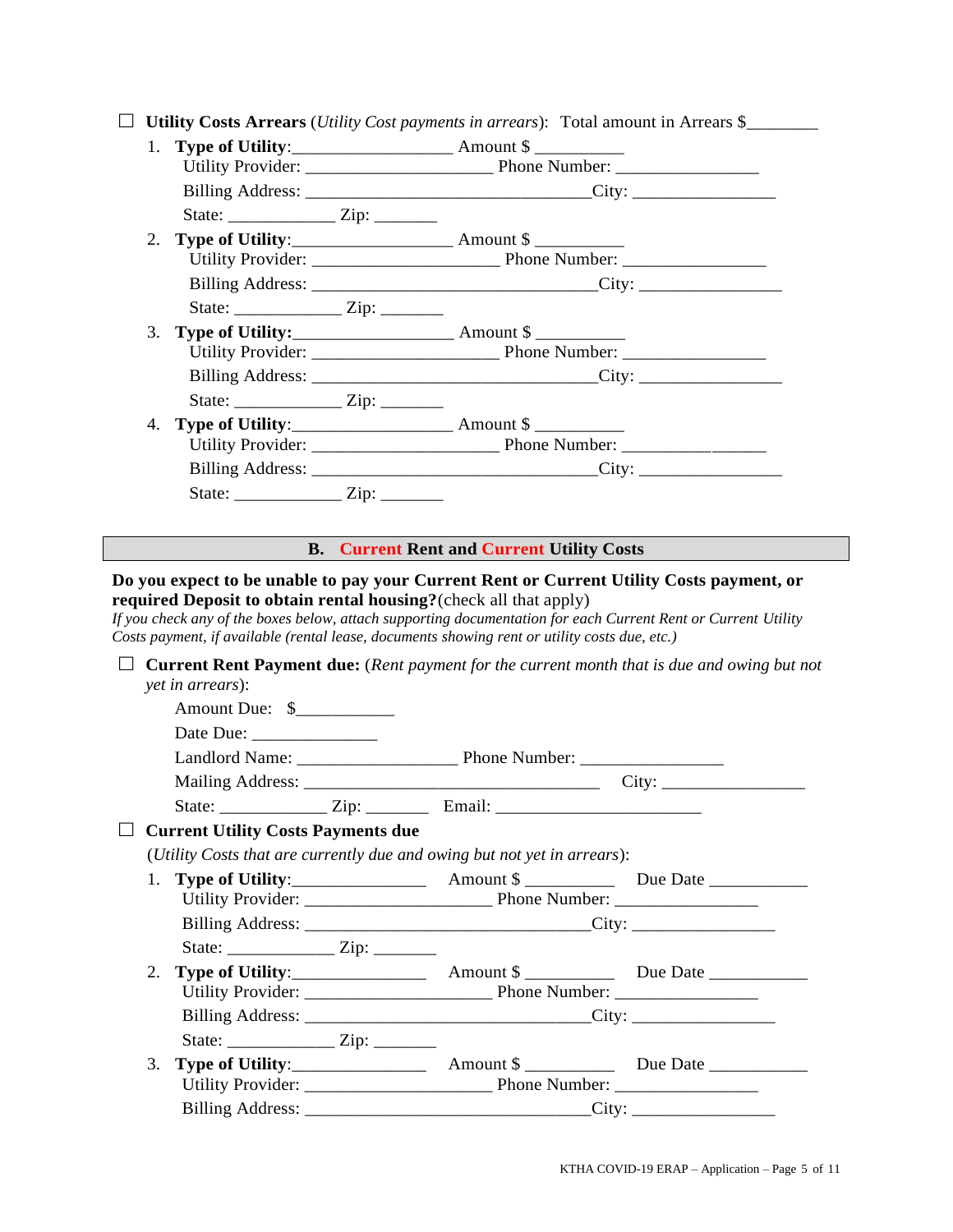☐ **Utility Costs Arrears** (*Utility Cost payments in arrears*): Total amount in Arrears $________

1. **Type of Utility**:_________________ Amount $ __________
   Utility Provider: _____________________ Phone Number: ________________
   Billing Address: ________________________________City: ________________
   State: ____________ Zip: _______
2. **Type of Utility**:_________________ Amount $ __________
   Utility Provider: _____________________ Phone Number: ________________
   Billing Address: ________________________________City: ________________
   State: ____________ Zip: _______
3. **Type of Utility:**_________________ Amount $ __________
   Utility Provider: _____________________ Phone Number: ________________
   Billing Address: ________________________________City: ________________
   State: ____________ Zip: _______
4. **Type of Utility**:_________________ Amount $ __________
   Utility Provider: _____________________ Phone Number: ________________
   Billing Address: ________________________________City: ________________
   State: ____________ Zip: _______

## B. Current Rent and Current Utility Costs

**Do you expect to be unable to pay your Current Rent or Current Utility Costs payment, or required Deposit to obtain rental housing?**(check all that apply)
*If you check any of the boxes below, attach supporting documentation for each Current Rent or Current Utility Costs payment, if available (rental lease, documents showing rent or utility costs due, etc.)*

☐ **Current Rent Payment due:** (*Rent payment for the current month that is due and owing but not yet in arrears*):

Amount Due: $___________
Date Due: ______________
Landlord Name: __________________ Phone Number: ________________
Mailing Address: _________________________________ City: ________________
State: ____________ Zip: _______ Email: _______________________

☐ **Current Utility Costs Payments due**

(*Utility Costs that are currently due and owing but not yet in arrears*):

1. **Type of Utility**:_______________ Amount $ __________ Due Date ___________
   Utility Provider: _____________________ Phone Number: ________________
   Billing Address: ________________________________City: ________________
   State: ____________ Zip: _______
2. **Type of Utility**:_______________ Amount $ __________ Due Date ___________
   Utility Provider: _____________________ Phone Number: ________________
   Billing Address: ________________________________City: ________________
   State: ____________ Zip: _______
3. **Type of Utility**:_______________ Amount $ __________ Due Date ___________
   Utility Provider: _____________________ Phone Number: ________________
   Billing Address: ________________________________City: ________________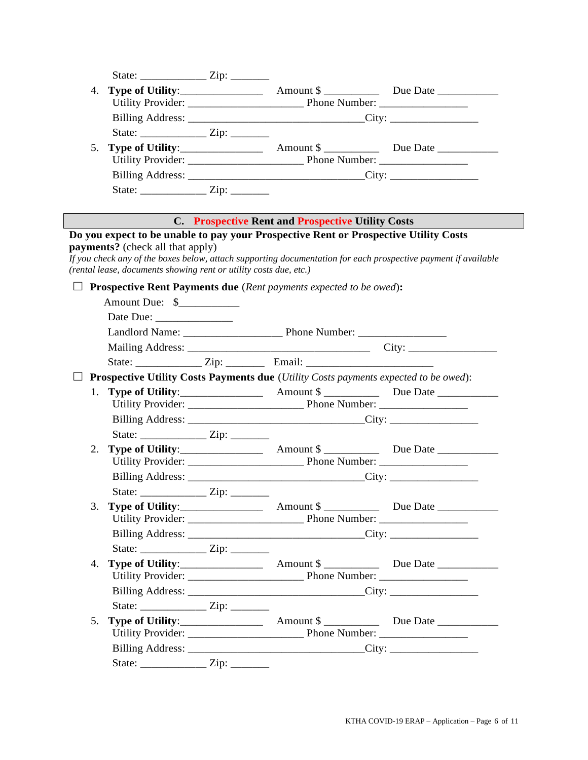State: ____________ Zip: _______

4. **Type of Utility**:_______________ Amount $ __________ Due Date ___________
   Utility Provider: _____________________ Phone Number: ________________
   Billing Address: ________________________________City: ________________
   State: ____________ Zip: _______
5. **Type of Utility**:_______________ Amount $ __________ Due Date ___________
   Utility Provider: _____________________ Phone Number: ________________
   Billing Address: ________________________________City: ________________
   State: ____________ Zip: _______

## C. Prospective Rent and Prospective Utility Costs

**Do you expect to be unable to pay your Prospective Rent or Prospective Utility Costs payments?** (check all that apply)

*If you check any of the boxes below, attach supporting documentation for each prospective payment if available (rental lease, documents showing rent or utility costs due, etc.)*

☐ **Prospective Rent Payments due** (*Rent payments expected to be owed*)**:**

Amount Due: $___________

Date Due: ______________

Landlord Name: __________________ Phone Number: ________________

Mailing Address: _________________________________ City: ________________

State: ____________ Zip: _______ Email: _______________________

☐ **Prospective Utility Costs Payments due** (*Utility Costs payments expected to be owed*):

1. **Type of Utility**:_______________ Amount $ __________ Due Date ___________
   Utility Provider: _____________________ Phone Number: ________________
   Billing Address: ________________________________City: ________________
   State: ____________ Zip: _______
2. **Type of Utility**:_______________ Amount $ __________ Due Date ___________
   Utility Provider: _____________________ Phone Number: ________________
   Billing Address: ________________________________City: ________________
   State: ____________ Zip: _______
3. **Type of Utility**:_______________ Amount $ __________ Due Date ___________
   Utility Provider: _____________________ Phone Number: ________________
   Billing Address: ________________________________City: ________________
   State: ____________ Zip: _______
4. **Type of Utility**:_______________ Amount $ __________ Due Date ___________
   Utility Provider: _____________________ Phone Number: ________________
   Billing Address: ________________________________City: ________________
   State: ____________ Zip: _______
5. **Type of Utility**:_______________ Amount $ __________ Due Date ___________
   Utility Provider: _____________________ Phone Number: ________________
   Billing Address: ________________________________City: ________________
   State: ____________ Zip: _______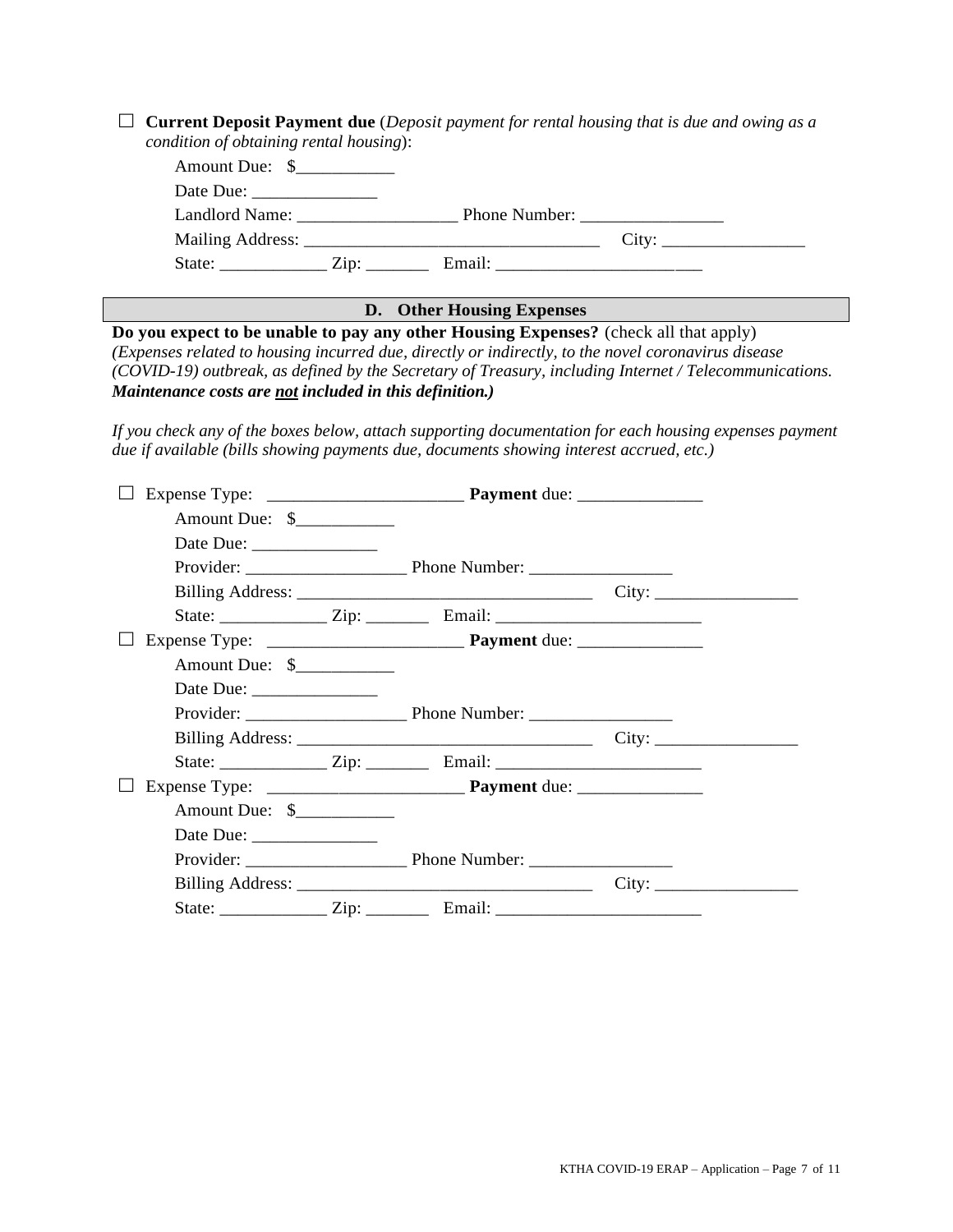☐ **Current Deposit Payment due** (*Deposit payment for rental housing that is due and owing as a condition of obtaining rental housing*):

Amount Due: $___________

Date Due: ______________

Landlord Name: __________________ Phone Number: ________________

Mailing Address: _________________________________ City: ________________

State: ____________ Zip: _______ Email: _______________________

## D. Other Housing Expenses

**Do you expect to be unable to pay any other Housing Expenses?** (check all that apply) *(Expenses related to housing incurred due, directly or indirectly, to the novel coronavirus disease (COVID-19) outbreak, as defined by the Secretary of Treasury, including Internet / Telecommunications.* ***Maintenance costs are not included in this definition.)***

*If you check any of the boxes below, attach supporting documentation for each housing expenses payment due if available (bills showing payments due, documents showing interest accrued, etc.)*

☐ Expense Type: ______________________ **Payment** due: ______________

Amount Due: $___________

Date Due: ______________

Provider: __________________ Phone Number: ________________

Billing Address: _________________________________ City: ________________

State: ____________ Zip: _______ Email: _______________________

☐ Expense Type: ______________________ **Payment** due: ______________

Amount Due: $___________

Date Due: ______________

Provider: __________________ Phone Number: ________________

Billing Address: _________________________________ City: ________________

State: ____________ Zip: _______ Email: _______________________

☐ Expense Type: ______________________ **Payment** due: ______________

Amount Due: $___________

Date Due: ______________

Provider: __________________ Phone Number: ________________

Billing Address: _________________________________ City: ________________

State: ____________ Zip: _______ Email: _______________________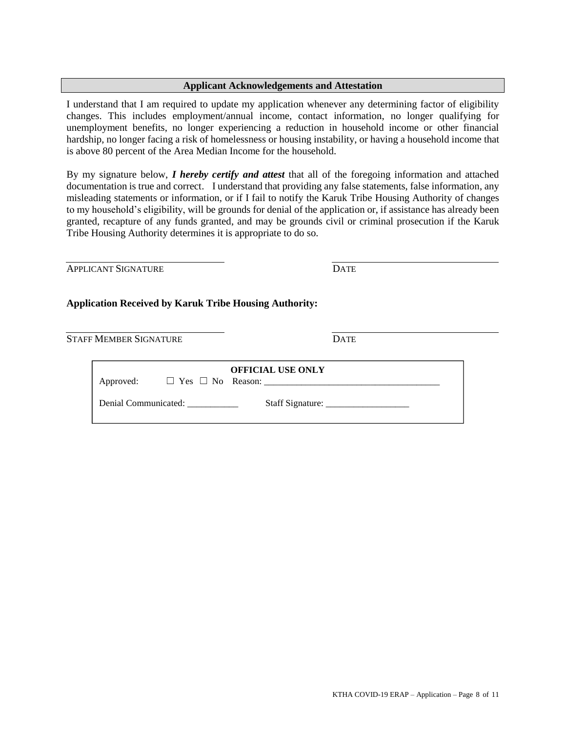## Applicant Acknowledgements and Attestation

I understand that I am required to update my application whenever any determining factor of eligibility changes. This includes employment/annual income, contact information, no longer qualifying for unemployment benefits, no longer experiencing a reduction in household income or other financial hardship, no longer facing a risk of homelessness or housing instability, or having a household income that is above 80 percent of the Area Median Income for the household.

By my signature below, ***I hereby certify and attest*** that all of the foregoing information and attached documentation is true and correct. I understand that providing any false statements, false information, any misleading statements or information, or if I fail to notify the Karuk Tribe Housing Authority of changes to my household's eligibility, will be grounds for denial of the application or, if assistance has already been granted, recapture of any funds granted, and may be grounds civil or criminal prosecution if the Karuk Tribe Housing Authority determines it is appropriate to do so.

\_\_\_\_\_\_\_\_\_\_\_\_\_\_\_\_\_\_\_\_\_\_\_\_\_\_\_\_\_\_ \_\_\_\_\_\_\_\_\_\_\_\_\_\_\_\_\_\_\_\_\_\_\_\_\_\_\_\_\_\_

APPLICANT SIGNATURE DATE

**Application Received by Karuk Tribe Housing Authority:**

\_\_\_\_\_\_\_\_\_\_\_\_\_\_\_\_\_\_\_\_\_\_\_\_\_\_\_\_\_\_ \_\_\_\_\_\_\_\_\_\_\_\_\_\_\_\_\_\_\_\_\_\_\_\_\_\_\_\_\_\_

STAFF MEMBER SIGNATURE DATE

**OFFICIAL USE ONLY**

Approved: ☐ Yes ☐ No Reason: \_\_\_\_\_\_\_\_\_\_\_\_\_\_\_\_\_\_\_\_\_\_\_\_\_\_\_\_\_\_\_\_\_\_\_\_\_\_

Denial Communicated: \_\_\_\_\_\_\_\_\_\_\_ Staff Signature: \_\_\_\_\_\_\_\_\_\_\_\_\_\_\_\_\_\_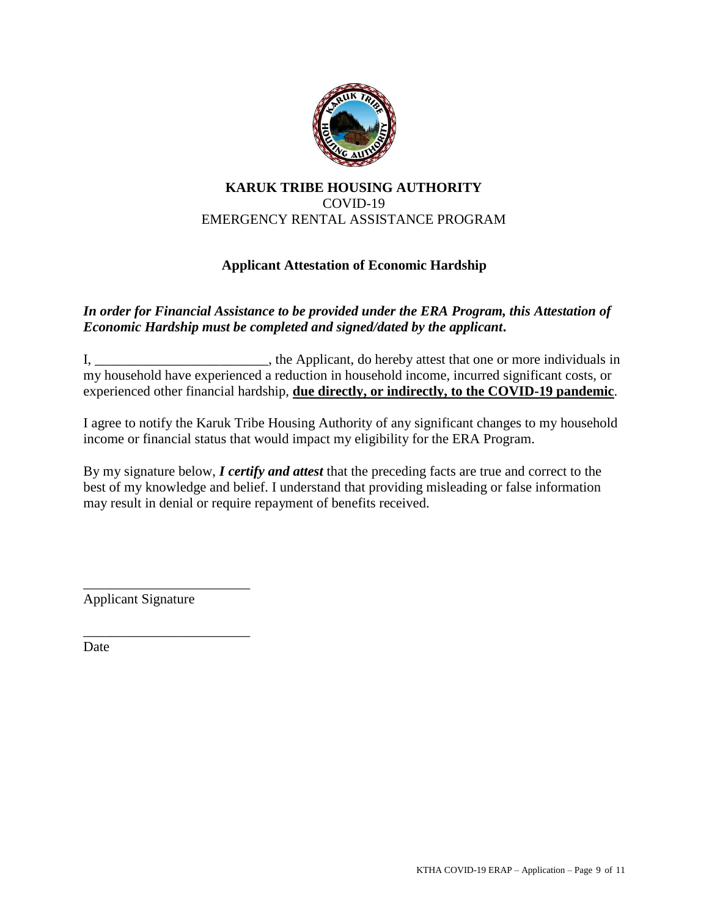**KARUK TRIBE HOUSING AUTHORITY**
COVID-19
EMERGENCY RENTAL ASSISTANCE PROGRAM

## Applicant Attestation of Economic Hardship

***In order for Financial Assistance to be provided under the ERA Program, this Attestation of Economic Hardship must be completed and signed/dated by the applicant.***

I, _________________________, the Applicant, do hereby attest that one or more individuals in my household have experienced a reduction in household income, incurred significant costs, or experienced other financial hardship, **due directly, or indirectly, to the COVID-19 pandemic**.

I agree to notify the Karuk Tribe Housing Authority of any significant changes to my household income or financial status that would impact my eligibility for the ERA Program.

By my signature below, ***I certify and attest*** that the preceding facts are true and correct to the best of my knowledge and belief. I understand that providing misleading or false information may result in denial or require repayment of benefits received.

________________________
Applicant Signature

________________________
Date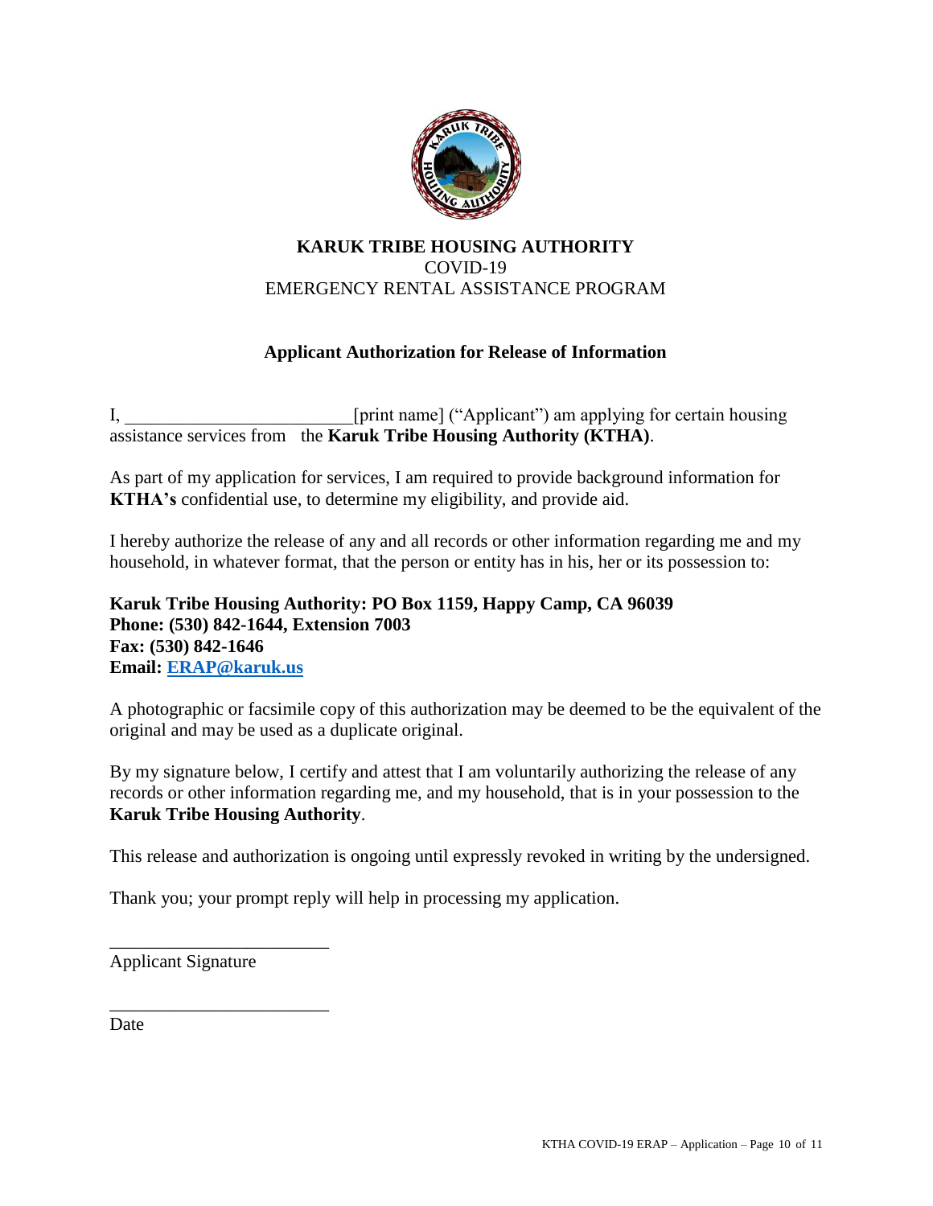**KARUK TRIBE HOUSING AUTHORITY**
COVID-19
EMERGENCY RENTAL ASSISTANCE PROGRAM

**Applicant Authorization for Release of Information**

I, ________________________[print name] ("Applicant") am applying for certain housing assistance services from the **Karuk Tribe Housing Authority (KTHA)**.

As part of my application for services, I am required to provide background information for **KTHA's** confidential use, to determine my eligibility, and provide aid.

I hereby authorize the release of any and all records or other information regarding me and my household, in whatever format, that the person or entity has in his, her or its possession to:

**Karuk Tribe Housing Authority: PO Box 1159, Happy Camp, CA 96039**
**Phone: (530) 842-1644, Extension 7003**
**Fax: (530) 842-1646**
**Email: ERAP@karuk.us**

A photographic or facsimile copy of this authorization may be deemed to be the equivalent of the original and may be used as a duplicate original.

By my signature below, I certify and attest that I am voluntarily authorizing the release of any records or other information regarding me, and my household, that is in your possession to the **Karuk Tribe Housing Authority**.

This release and authorization is ongoing until expressly revoked in writing by the undersigned.

Thank you; your prompt reply will help in processing my application.

________________________
Applicant Signature

________________________
Date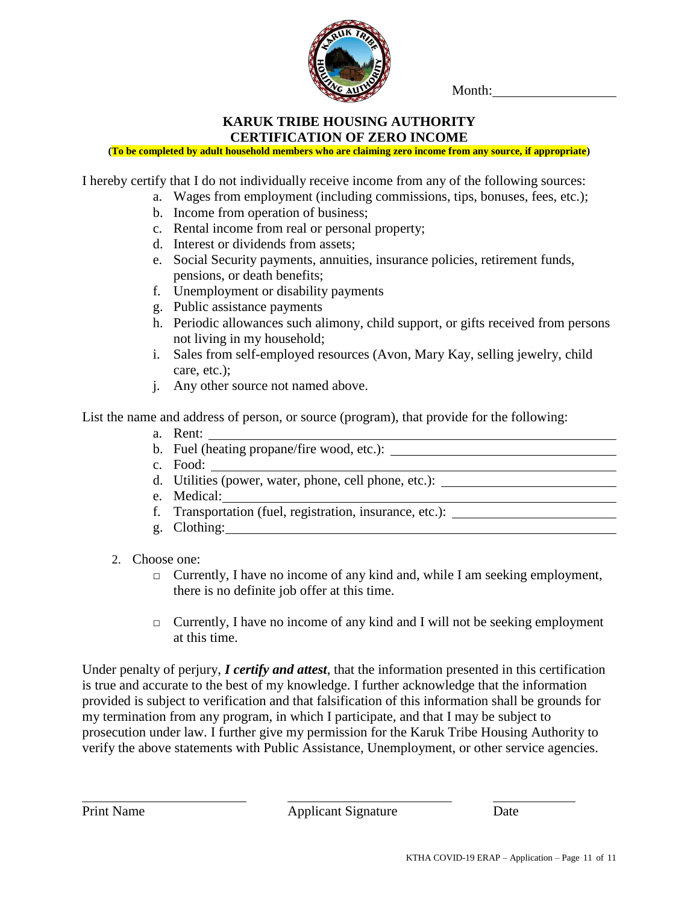Month: ____________________

# KARUK TRIBE HOUSING AUTHORITY
# CERTIFICATION OF ZERO INCOME

**(To be completed by adult household members who are claiming zero income from any source, if appropriate)**

I hereby certify that I do not individually receive income from any of the following sources:

a. Wages from employment (including commissions, tips, bonuses, fees, etc.);
b. Income from operation of business;
c. Rental income from real or personal property;
d. Interest or dividends from assets;
e. Social Security payments, annuities, insurance policies, retirement funds, pensions, or death benefits;
f. Unemployment or disability payments
g. Public assistance payments
h. Periodic allowances such alimony, child support, or gifts received from persons not living in my household;
i. Sales from self-employed resources (Avon, Mary Kay, selling jewelry, child care, etc.);
j. Any other source not named above.

List the name and address of person, or source (program), that provide for the following:

a. Rent: ____________________
b. Fuel (heating propane/fire wood, etc.): ____________________
c. Food: ____________________
d. Utilities (power, water, phone, cell phone, etc.): ____________________
e. Medical: ____________________
f. Transportation (fuel, registration, insurance, etc.): ____________________
g. Clothing: ____________________

2. Choose one:
   - ☐ Currently, I have no income of any kind and, while I am seeking employment, there is no definite job offer at this time.
   - ☐ Currently, I have no income of any kind and I will not be seeking employment at this time.

Under penalty of perjury, ***I certify and attest***, that the information presented in this certification is true and accurate to the best of my knowledge. I further acknowledge that the information provided is subject to verification and that falsification of this information shall be grounds for my termination from any program, in which I participate, and that I may be subject to prosecution under law. I further give my permission for the Karuk Tribe Housing Authority to verify the above statements with Public Assistance, Unemployment, or other service agencies.

____________________ ____________________ ____________

Print Name Applicant Signature Date